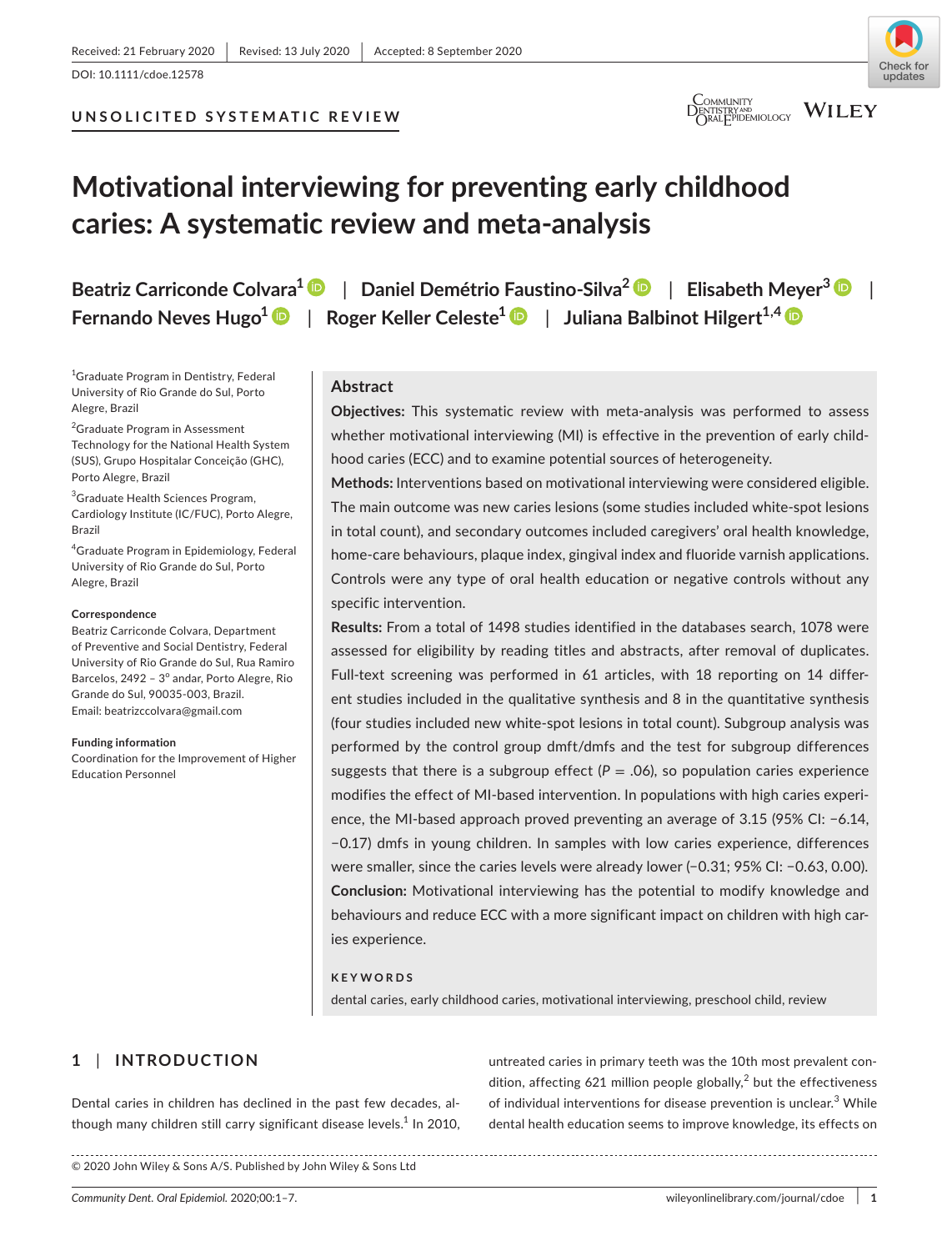Received: 21 February 2020 | Revised: 13 July 2020 | Accepted: 8 September 2020

DOI: 10.1111/cdoe.12578

UNSOLICITED SYSTEMATIC REVIEW

# Motivational interviewing for preventing early childhood caries: A systematic review and meta-analysis

**Beatriz Carriconde Colvara**[1] | **Daniel Demétrio Faustino-Silva**[2] | **Elisabeth Meyer**[3] | **Fernando Neves Hugo**[1] | **Roger Keller Celeste**[1] | **Juliana Balbinot Hilgert**[1,4]

[1]Graduate Program in Dentistry, Federal University of Rio Grande do Sul, Porto Alegre, Brazil

[2]Graduate Program in Assessment Technology for the National Health System (SUS), Grupo Hospitalar Conceição (GHC), Porto Alegre, Brazil

[3]Graduate Health Sciences Program, Cardiology Institute (IC/FUC), Porto Alegre, Brazil

[4]Graduate Program in Epidemiology, Federal University of Rio Grande do Sul, Porto Alegre, Brazil

**Correspondence**

Beatriz Carriconde Colvara, Department of Preventive and Social Dentistry, Federal University of Rio Grande do Sul, Rua Ramiro Barcelos, 2492 – 3º andar, Porto Alegre, Rio Grande do Sul, 90035-003, Brazil.
Email: beatrizccolvara@gmail.com

**Funding information**

Coordination for the Improvement of Higher Education Personnel

## Abstract

**Objectives:** This systematic review with meta-analysis was performed to assess whether motivational interviewing (MI) is effective in the prevention of early childhood caries (ECC) and to examine potential sources of heterogeneity.

**Methods:** Interventions based on motivational interviewing were considered eligible. The main outcome was new caries lesions (some studies included white-spot lesions in total count), and secondary outcomes included caregivers' oral health knowledge, home-care behaviours, plaque index, gingival index and fluoride varnish applications. Controls were any type of oral health education or negative controls without any specific intervention.

**Results:** From a total of 1498 studies identified in the databases search, 1078 were assessed for eligibility by reading titles and abstracts, after removal of duplicates. Full-text screening was performed in 61 articles, with 18 reporting on 14 different studies included in the qualitative synthesis and 8 in the quantitative synthesis (four studies included new white-spot lesions in total count). Subgroup analysis was performed by the control group dmft/dmfs and the test for subgroup differences suggests that there is a subgroup effect ($P = .06$), so population caries experience modifies the effect of MI-based intervention. In populations with high caries experience, the MI-based approach proved preventing an average of 3.15 (95% CI: −6.14, −0.17) dmfs in young children. In samples with low caries experience, differences were smaller, since the caries levels were already lower (−0.31; 95% CI: −0.63, 0.00).

**Conclusion:** Motivational interviewing has the potential to modify knowledge and behaviours and reduce ECC with a more significant impact on children with high caries experience.

**KEYWORDS**

dental caries, early childhood caries, motivational interviewing, preschool child, review

## 1 | INTRODUCTION

Dental caries in children has declined in the past few decades, although many children still carry significant disease levels.[1] In 2010, untreated caries in primary teeth was the 10th most prevalent condition, affecting 621 million people globally,[2] but the effectiveness of individual interventions for disease prevention is unclear.[3] While dental health education seems to improve knowledge, its effects on

© 2020 John Wiley & Sons A/S. Published by John Wiley & Sons Ltd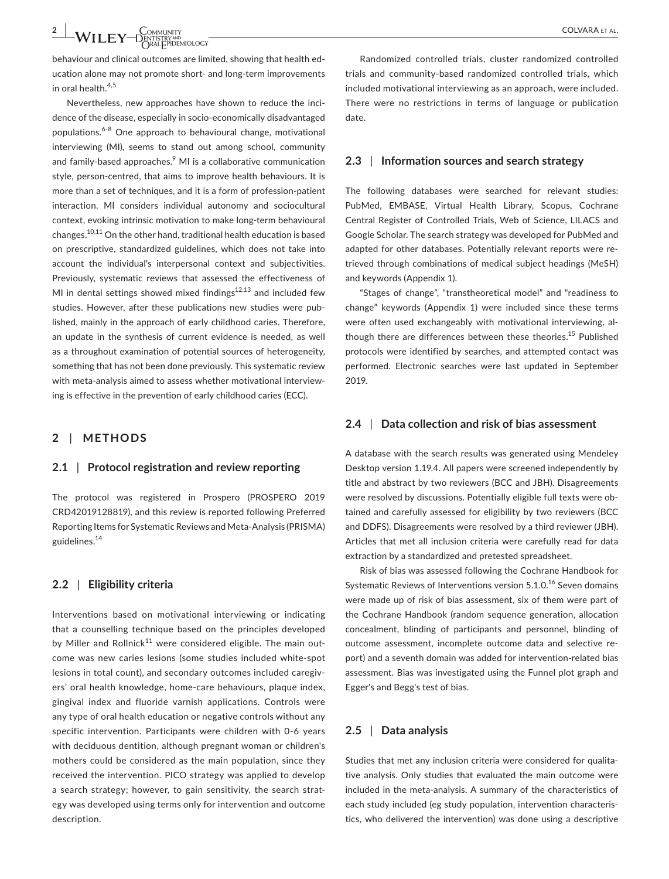behaviour and clinical outcomes are limited, showing that health education alone may not promote short- and long-term improvements in oral health.[4,5]

Nevertheless, new approaches have shown to reduce the incidence of the disease, especially in socio-economically disadvantaged populations.[6-8] One approach to behavioural change, motivational interviewing (MI), seems to stand out among school, community and family-based approaches.[9] MI is a collaborative communication style, person-centred, that aims to improve health behaviours. It is more than a set of techniques, and it is a form of profession-patient interaction. MI considers individual autonomy and sociocultural context, evoking intrinsic motivation to make long-term behavioural changes.[10,11] On the other hand, traditional health education is based on prescriptive, standardized guidelines, which does not take into account the individual's interpersonal context and subjectivities. Previously, systematic reviews that assessed the effectiveness of MI in dental settings showed mixed findings[12,13] and included few studies. However, after these publications new studies were published, mainly in the approach of early childhood caries. Therefore, an update in the synthesis of current evidence is needed, as well as a throughout examination of potential sources of heterogeneity, something that has not been done previously. This systematic review with meta-analysis aimed to assess whether motivational interviewing is effective in the prevention of early childhood caries (ECC).

## 2 | METHODS

### 2.1 | Protocol registration and review reporting

The protocol was registered in Prospero (PROSPERO 2019 CRD42019128819), and this review is reported following Preferred Reporting Items for Systematic Reviews and Meta-Analysis (PRISMA) guidelines.[14]

### 2.2 | Eligibility criteria

Interventions based on motivational interviewing or indicating that a counselling technique based on the principles developed by Miller and Rollnick[11] were considered eligible. The main outcome was new caries lesions (some studies included white-spot lesions in total count), and secondary outcomes included caregivers' oral health knowledge, home-care behaviours, plaque index, gingival index and fluoride varnish applications. Controls were any type of oral health education or negative controls without any specific intervention. Participants were children with 0-6 years with deciduous dentition, although pregnant woman or children's mothers could be considered as the main population, since they received the intervention. PICO strategy was applied to develop a search strategy; however, to gain sensitivity, the search strategy was developed using terms only for intervention and outcome description.

Randomized controlled trials, cluster randomized controlled trials and community-based randomized controlled trials, which included motivational interviewing as an approach, were included. There were no restrictions in terms of language or publication date.

### 2.3 | Information sources and search strategy

The following databases were searched for relevant studies: PubMed, EMBASE, Virtual Health Library, Scopus, Cochrane Central Register of Controlled Trials, Web of Science, LILACS and Google Scholar. The search strategy was developed for PubMed and adapted for other databases. Potentially relevant reports were retrieved through combinations of medical subject headings (MeSH) and keywords (Appendix 1).

"Stages of change", "transtheoretical model" and "readiness to change" keywords (Appendix 1) were included since these terms were often used exchangeably with motivational interviewing, although there are differences between these theories.[15] Published protocols were identified by searches, and attempted contact was performed. Electronic searches were last updated in September 2019.

### 2.4 | Data collection and risk of bias assessment

A database with the search results was generated using Mendeley Desktop version 1.19.4. All papers were screened independently by title and abstract by two reviewers (BCC and JBH). Disagreements were resolved by discussions. Potentially eligible full texts were obtained and carefully assessed for eligibility by two reviewers (BCC and DDFS). Disagreements were resolved by a third reviewer (JBH). Articles that met all inclusion criteria were carefully read for data extraction by a standardized and pretested spreadsheet.

Risk of bias was assessed following the Cochrane Handbook for Systematic Reviews of Interventions version 5.1.0.[16] Seven domains were made up of risk of bias assessment, six of them were part of the Cochrane Handbook (random sequence generation, allocation concealment, blinding of participants and personnel, blinding of outcome assessment, incomplete outcome data and selective report) and a seventh domain was added for intervention-related bias assessment. Bias was investigated using the Funnel plot graph and Egger's and Begg's test of bias.

### 2.5 | Data analysis

Studies that met any inclusion criteria were considered for qualitative analysis. Only studies that evaluated the main outcome were included in the meta-analysis. A summary of the characteristics of each study included (eg study population, intervention characteristics, who delivered the intervention) was done using a descriptive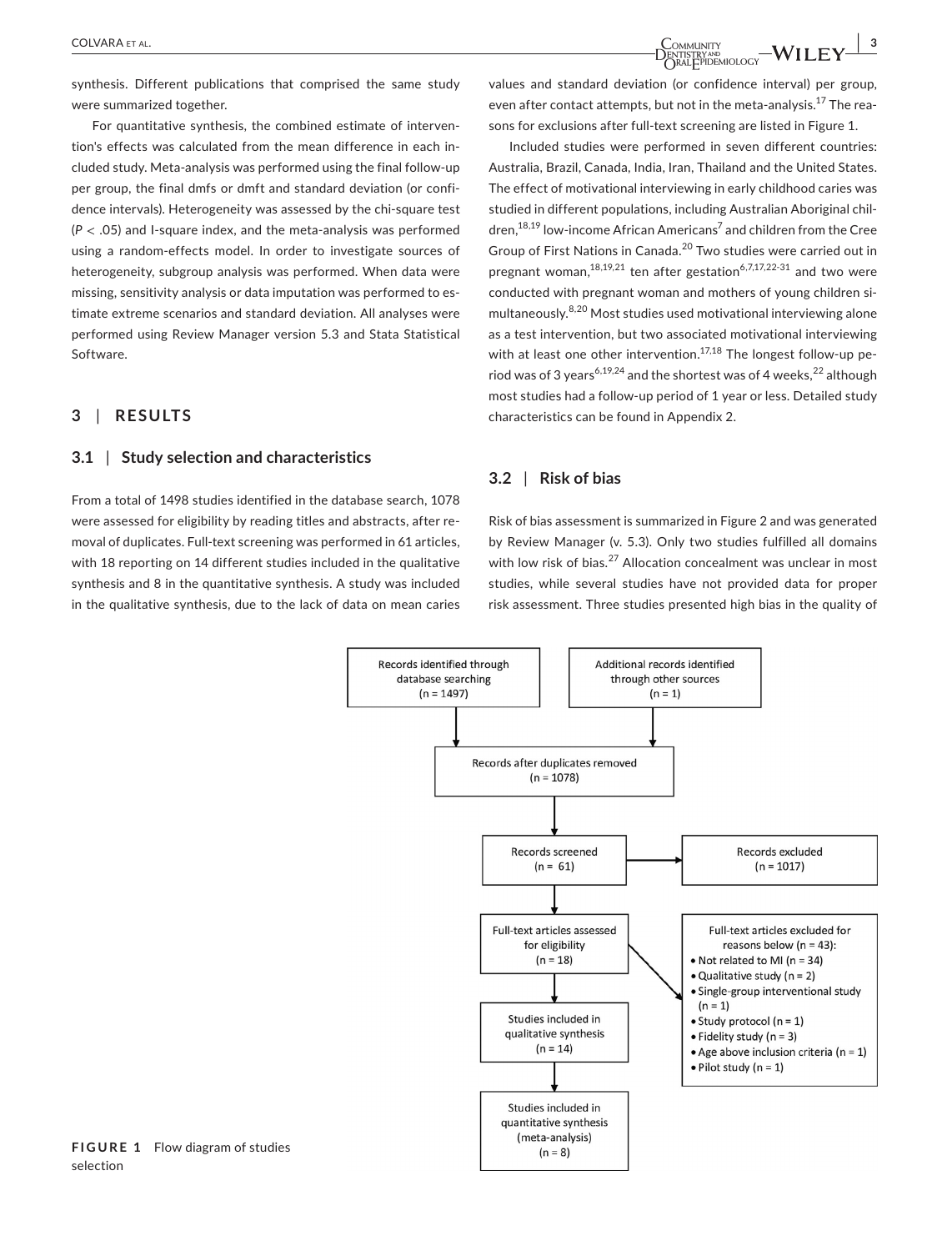synthesis. Different publications that comprised the same study were summarized together.

For quantitative synthesis, the combined estimate of intervention's effects was calculated from the mean difference in each included study. Meta-analysis was performed using the final follow-up per group, the final dmfs or dmft and standard deviation (or confidence intervals). Heterogeneity was assessed by the chi-square test ($P < .05$) and I-square index, and the meta-analysis was performed using a random-effects model. In order to investigate sources of heterogeneity, subgroup analysis was performed. When data were missing, sensitivity analysis or data imputation was performed to estimate extreme scenarios and standard deviation. All analyses were performed using Review Manager version 5.3 and Stata Statistical Software.

## 3 | RESULTS

### 3.1 | Study selection and characteristics

From a total of 1498 studies identified in the database search, 1078 were assessed for eligibility by reading titles and abstracts, after removal of duplicates. Full-text screening was performed in 61 articles, with 18 reporting on 14 different studies included in the qualitative synthesis and 8 in the quantitative synthesis. A study was included in the qualitative synthesis, due to the lack of data on mean caries values and standard deviation (or confidence interval) per group, even after contact attempts, but not in the meta-analysis.[17] The reasons for exclusions after full-text screening are listed in Figure 1.

Included studies were performed in seven different countries: Australia, Brazil, Canada, India, Iran, Thailand and the United States. The effect of motivational interviewing in early childhood caries was studied in different populations, including Australian Aboriginal children,[18,19] low-income African Americans[7] and children from the Cree Group of First Nations in Canada.[20] Two studies were carried out in pregnant woman,[18,19,21] ten after gestation[6,7,17,22-31] and two were conducted with pregnant woman and mothers of young children simultaneously.[8,20] Most studies used motivational interviewing alone as a test intervention, but two associated motivational interviewing with at least one other intervention.[17,18] The longest follow-up period was of 3 years[6,19,24] and the shortest was of 4 weeks,[22] although most studies had a follow-up period of 1 year or less. Detailed study characteristics can be found in Appendix 2.

### 3.2 | Risk of bias

Risk of bias assessment is summarized in Figure 2 and was generated by Review Manager (v. 5.3). Only two studies fulfilled all domains with low risk of bias.[27] Allocation concealment was unclear in most studies, while several studies have not provided data for proper risk assessment. Three studies presented high bias in the quality of

Records identified through database searching (n = 1497)

Additional records identified through other sources (n = 1)

Records after duplicates removed (n = 1078)

Records screened (n = 61)

Records excluded (n = 1017)

Full-text articles assessed for eligibility (n = 18)

Full-text articles excluded for reasons below (n = 43):
- Not related to MI (n = 34)
- Qualitative study (n = 2)
- Single-group interventional study (n = 1)
- Study protocol (n = 1)
- Fidelity study (n = 3)
- Age above inclusion criteria (n = 1)
- Pilot study (n = 1)

Studies included in qualitative synthesis (n = 14)

Studies included in quantitative synthesis (meta-analysis) (n = 8)

**FIGURE 1** Flow diagram of studies selection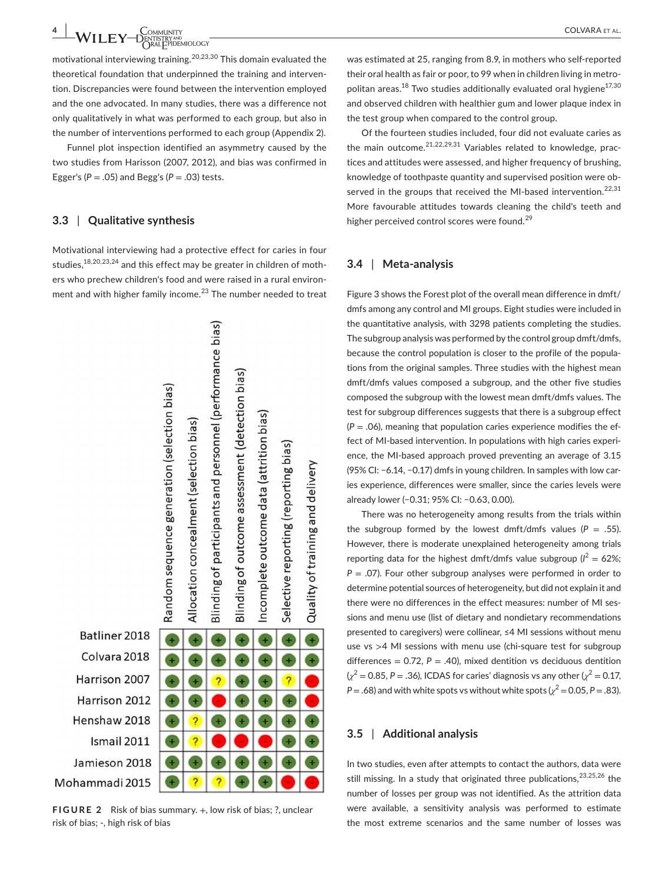motivational interviewing training.[20,23,30] This domain evaluated the theoretical foundation that underpinned the training and intervention. Discrepancies were found between the intervention employed and the one advocated. In many studies, there was a difference not only qualitatively in what was performed to each group, but also in the number of interventions performed to each group (Appendix 2).

Funnel plot inspection identified an asymmetry caused by the two studies from Harisson (2007, 2012), and bias was confirmed in Egger's ($P = .05$) and Begg's ($P = .03$) tests.

### 3.3 | Qualitative synthesis

Motivational interviewing had a protective effect for caries in four studies,[18,20,23,24] and this effect may be greater in children of mothers who prechew children's food and were raised in a rural environment and with higher family income.[23] The number needed to treat was estimated at 25, ranging from 8.9, in mothers who self-reported their oral health as fair or poor, to 99 when in children living in metropolitan areas.[18] Two studies additionally evaluated oral hygiene[17,30] and observed children with healthier gum and lower plaque index in the test group when compared to the control group.

Of the fourteen studies included, four did not evaluate caries as the main outcome.[21,22,29,31] Variables related to knowledge, practices and attitudes were assessed, and higher frequency of brushing, knowledge of toothpaste quantity and supervised position were observed in the groups that received the MI-based intervention.[22,31] More favourable attitudes towards cleaning the child's teeth and higher perceived control scores were found.[29]

| | Random sequence generation (selection bias) | Allocation concealment (selection bias) | Blinding of participants and personnel (performance bias) | Blinding of outcome assessment (detection bias) | Incomplete outcome data (attrition bias) | Selective reporting (reporting bias) | Quality of training and delivery |
|---|---|---|---|---|---|---|---|
| Batliner 2018 | + | + | + | + | + | + | + |
| Colvara 2018 | + | + | + | + | + | + | + |
| Harrison 2007 | + | + | ? | + | + | ? | - |
| Harrison 2012 | + | + | - | + | + | + | - |
| Henshaw 2018 | + | ? | + | + | + | + | + |
| Ismail 2011 | + | ? | - | - | - | + | + |
| Jamieson 2018 | + | + | + | + | + | + | + |
| Mohammadi 2015 | + | ? | ? | + | + | - | - |

**FIGURE 2** Risk of bias summary. +, low risk of bias; ?, unclear risk of bias; -, high risk of bias

### 3.4 | Meta-analysis

Figure 3 shows the Forest plot of the overall mean difference in dmft/dmfs among any control and MI groups. Eight studies were included in the quantitative analysis, with 3298 patients completing the studies. The subgroup analysis was performed by the control group dmft/dmfs, because the control population is closer to the profile of the populations from the original samples. Three studies with the highest mean dmft/dmfs values composed a subgroup, and the other five studies composed the subgroup with the lowest mean dmft/dmfs values. The test for subgroup differences suggests that there is a subgroup effect ($P = .06$), meaning that population caries experience modifies the effect of MI-based intervention. In populations with high caries experience, the MI-based approach proved preventing an average of 3.15 (95% CI: −6.14, −0.17) dmfs in young children. In samples with low caries experience, differences were smaller, since the caries levels were already lower (−0.31; 95% CI: −0.63, 0.00).

There was no heterogeneity among results from the trials within the subgroup formed by the lowest dmft/dmfs values ($P = .55$). However, there is moderate unexplained heterogeneity among trials reporting data for the highest dmft/dmfs value subgroup ($I^2 = 62\%$; $P = .07$). Four other subgroup analyses were performed in order to determine potential sources of heterogeneity, but did not explain it and there were no differences in the effect measures: number of MI sessions and menu use (list of dietary and nondietary recommendations presented to caregivers) were collinear, ≤4 MI sessions without menu use vs >4 MI sessions with menu use (chi-square test for subgroup differences = 0.72, $P = .40$), mixed dentition vs deciduous dentition ($\chi^2 = 0.85$, $P = .36$), ICDAS for caries' diagnosis vs any other ($\chi^2 = 0.17$, $P = .68$) and with white spots vs without white spots ($\chi^2 = 0.05$, $P = .83$).

### 3.5 | Additional analysis

In two studies, even after attempts to contact the authors, data were still missing. In a study that originated three publications,[23,25,26] the number of losses per group was not identified. As the attrition data were available, a sensitivity analysis was performed to estimate the most extreme scenarios and the same number of losses was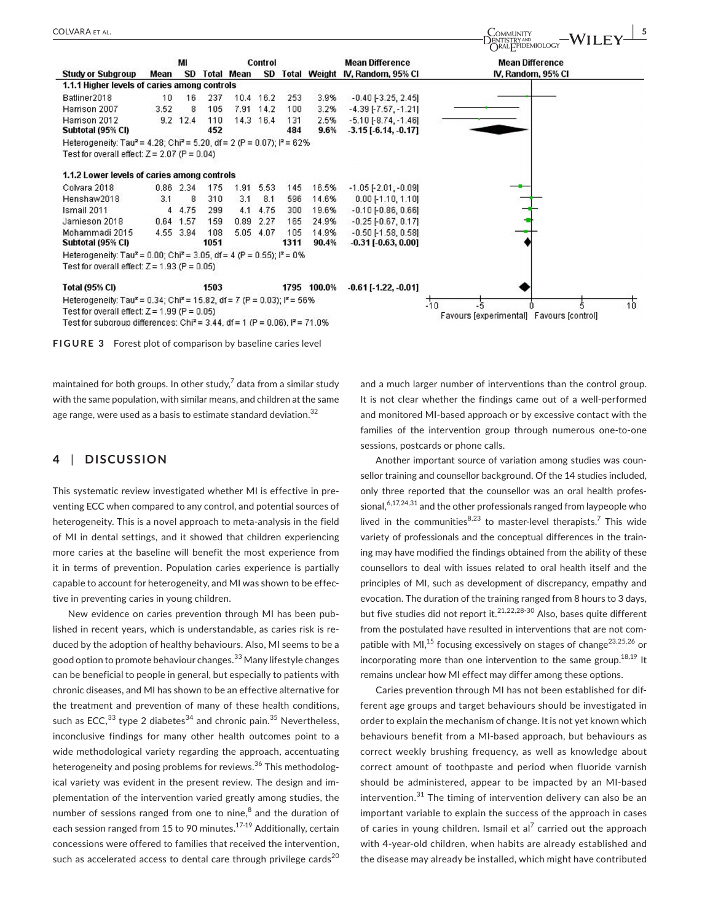| Study or Subgroup | MI Mean | MI SD | MI Total | Control Mean | Control SD | Control Total | Weight | Mean Difference IV, Random, 95% CI |
|---|---|---|---|---|---|---|---|---|
| **1.1.1 Higher levels of caries among controls** | | | | | | | | |
| Batliner2018 | 10 | 16 | 237 | 10.4 | 16.2 | 253 | 3.9% | -0.40 [-3.25, 2.45] |
| Harrison 2007 | 3.52 | 8 | 105 | 7.91 | 14.2 | 100 | 3.2% | -4.39 [-7.57, -1.21] |
| Harrison 2012 | 9.2 | 12.4 | 110 | 14.3 | 16.4 | 131 | 2.5% | -5.10 [-8.74, -1.46] |
| **Subtotal (95% CI)** | | | **452** | | | **484** | **9.6%** | **-3.15 [-6.14, -0.17]** |
| Heterogeneity: Tau² = 4.28; Chi² = 5.20, df = 2 (P = 0.07); I² = 62% | | | | | | | | |
| Test for overall effect: Z = 2.07 (P = 0.04) | | | | | | | | |
| **1.1.2 Lower levels of caries among controls** | | | | | | | | |
| Colvara 2018 | 0.86 | 2.34 | 175 | 1.91 | 5.53 | 145 | 16.5% | -1.05 [-2.01, -0.09] |
| Henshaw2018 | 3.1 | 8 | 310 | 3.1 | 8.1 | 596 | 14.6% | 0.00 [-1.10, 1.10] |
| Ismail 2011 | 4 | 4.75 | 299 | 4.1 | 4.75 | 300 | 19.6% | -0.10 [-0.86, 0.66] |
| Jamieson 2018 | 0.64 | 1.57 | 159 | 0.89 | 2.27 | 165 | 24.9% | -0.25 [-0.67, 0.17] |
| Mohammadi 2015 | 4.55 | 3.94 | 108 | 5.05 | 4.07 | 105 | 14.9% | -0.50 [-1.58, 0.58] |
| **Subtotal (95% CI)** | | | **1051** | | | **1311** | **90.4%** | **-0.31 [-0.63, 0.00]** |
| Heterogeneity: Tau² = 0.00; Chi² = 3.05, df = 4 (P = 0.55); I² = 0% | | | | | | | | |
| Test for overall effect: Z = 1.93 (P = 0.05) | | | | | | | | |
| **Total (95% CI)** | | | **1503** | | | **1795** | **100.0%** | **-0.61 [-1.22, -0.01]** |
| Heterogeneity: Tau² = 0.34; Chi² = 15.82, df = 7 (P = 0.03); I² = 56% | | | | | | | | |
| Test for overall effect: Z = 1.99 (P = 0.05) | | | | | | | | |
| Test for subgroup differences: Chi² = 3.44, df = 1 (P = 0.06), I² = 71.0% | | | | | | | | |

Favours [experimental] Favours [control]

**FIGURE 3** Forest plot of comparison by baseline caries level

maintained for both groups. In other study,[7] data from a similar study with the same population, with similar means, and children at the same age range, were used as a basis to estimate standard deviation.[32]

## 4 | DISCUSSION

This systematic review investigated whether MI is effective in preventing ECC when compared to any control, and potential sources of heterogeneity. This is a novel approach to meta-analysis in the field of MI in dental settings, and it showed that children experiencing more caries at the baseline will benefit the most experience from it in terms of prevention. Population caries experience is partially capable to account for heterogeneity, and MI was shown to be effective in preventing caries in young children.

New evidence on caries prevention through MI has been published in recent years, which is understandable, as caries risk is reduced by the adoption of healthy behaviours. Also, MI seems to be a good option to promote behaviour changes.[33] Many lifestyle changes can be beneficial to people in general, but especially to patients with chronic diseases, and MI has shown to be an effective alternative for the treatment and prevention of many of these health conditions, such as ECC,[33] type 2 diabetes[34] and chronic pain.[35] Nevertheless, inconclusive findings for many other health outcomes point to a wide methodological variety regarding the approach, accentuating heterogeneity and posing problems for reviews.[36] This methodological variety was evident in the present review. The design and implementation of the intervention varied greatly among studies, the number of sessions ranged from one to nine,[8] and the duration of each session ranged from 15 to 90 minutes.[17-19] Additionally, certain concessions were offered to families that received the intervention, such as accelerated access to dental care through privilege cards[20] and a much larger number of interventions than the control group. It is not clear whether the findings came out of a well-performed and monitored MI-based approach or by excessive contact with the families of the intervention group through numerous one-to-one sessions, postcards or phone calls.

Another important source of variation among studies was counsellor training and counsellor background. Of the 14 studies included, only three reported that the counsellor was an oral health professional,[6,17,24,31] and the other professionals ranged from laypeople who lived in the communities[8,23] to master-level therapists.[7] This wide variety of professionals and the conceptual differences in the training may have modified the findings obtained from the ability of these counsellors to deal with issues related to oral health itself and the principles of MI, such as development of discrepancy, empathy and evocation. The duration of the training ranged from 8 hours to 3 days, but five studies did not report it.[21,22,28-30] Also, bases quite different from the postulated have resulted in interventions that are not compatible with MI,[15] focusing excessively on stages of change[23,25,26] or incorporating more than one intervention to the same group.[18,19] It remains unclear how MI effect may differ among these options.

Caries prevention through MI has not been established for different age groups and target behaviours should be investigated in order to explain the mechanism of change. It is not yet known which behaviours benefit from a MI-based approach, but behaviours as correct weekly brushing frequency, as well as knowledge about correct amount of toothpaste and period when fluoride varnish should be administered, appear to be impacted by an MI-based intervention.[31] The timing of intervention delivery can also be an important variable to explain the success of the approach in cases of caries in young children. Ismail et al[7] carried out the approach with 4-year-old children, when habits are already established and the disease may already be installed, which might have contributed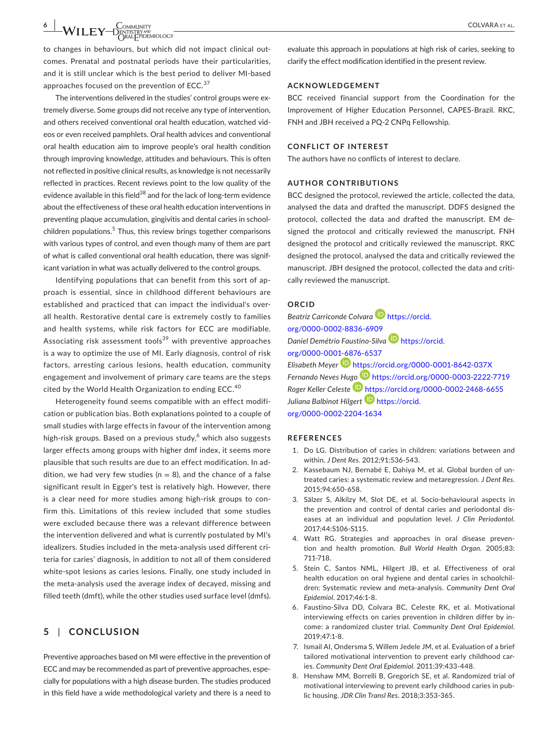to changes in behaviours, but which did not impact clinical outcomes. Prenatal and postnatal periods have their particularities, and it is still unclear which is the best period to deliver MI-based approaches focused on the prevention of ECC.[37]

The interventions delivered in the studies' control groups were extremely diverse. Some groups did not receive any type of intervention, and others received conventional oral health education, watched videos or even received pamphlets. Oral health advices and conventional oral health education aim to improve people's oral health condition through improving knowledge, attitudes and behaviours. This is often not reflected in positive clinical results, as knowledge is not necessarily reflected in practices. Recent reviews point to the low quality of the evidence available in this field[38] and for the lack of long-term evidence about the effectiveness of these oral health education interventions in preventing plaque accumulation, gingivitis and dental caries in schoolchildren populations.[5] Thus, this review brings together comparisons with various types of control, and even though many of them are part of what is called conventional oral health education, there was significant variation in what was actually delivered to the control groups.

Identifying populations that can benefit from this sort of approach is essential, since in childhood different behaviours are established and practiced that can impact the individual's overall health. Restorative dental care is extremely costly to families and health systems, while risk factors for ECC are modifiable. Associating risk assessment tools[39] with preventive approaches is a way to optimize the use of MI. Early diagnosis, control of risk factors, arresting carious lesions, health education, community engagement and involvement of primary care teams are the steps cited by the World Health Organization to ending ECC.[40]

Heterogeneity found seems compatible with an effect modification or publication bias. Both explanations pointed to a couple of small studies with large effects in favour of the intervention among high-risk groups. Based on a previous study,[6] which also suggests larger effects among groups with higher dmf index, it seems more plausible that such results are due to an effect modification. In addition, we had very few studies ($n = 8$), and the chance of a false significant result in Egger's test is relatively high. However, there is a clear need for more studies among high-risk groups to confirm this. Limitations of this review included that some studies were excluded because there was a relevant difference between the intervention delivered and what is currently postulated by MI's idealizers. Studies included in the meta-analysis used different criteria for caries' diagnosis, in addition to not all of them considered white-spot lesions as caries lesions. Finally, one study included in the meta-analysis used the average index of decayed, missing and filled teeth (dmft), while the other studies used surface level (dmfs).

## 5 | CONCLUSION

Preventive approaches based on MI were effective in the prevention of ECC and may be recommended as part of preventive approaches, especially for populations with a high disease burden. The studies produced in this field have a wide methodological variety and there is a need to evaluate this approach in populations at high risk of caries, seeking to clarify the effect modification identified in the present review.

## ACKNOWLEDGEMENT

BCC received financial support from the Coordination for the Improvement of Higher Education Personnel, CAPES-Brazil. RKC, FNH and JBH received a PQ-2 CNPq Fellowship.

## CONFLICT OF INTEREST

The authors have no conflicts of interest to declare.

## AUTHOR CONTRIBUTIONS

BCC designed the protocol, reviewed the article, collected the data, analysed the data and drafted the manuscript. DDFS designed the protocol, collected the data and drafted the manuscript. EM designed the protocol and critically reviewed the manuscript. FNH designed the protocol and critically reviewed the manuscript. RKC designed the protocol, analysed the data and critically reviewed the manuscript. JBH designed the protocol, collected the data and critically reviewed the manuscript.

## ORCID

*Beatriz Carriconde Colvara* https://orcid.org/0000-0002-8836-6909
*Daniel Demétrio Faustino-Silva* https://orcid.org/0000-0001-6876-6537
*Elisabeth Meyer* https://orcid.org/0000-0001-8642-037X
*Fernando Neves Hugo* https://orcid.org/0000-0003-2222-7719
*Roger Keller Celeste* https://orcid.org/0000-0002-2468-6655
*Juliana Balbinot Hilgert* https://orcid.org/0000-0002-2204-1634

## REFERENCES

1. Do LG. Distribution of caries in children: variations between and within. *J Dent Res*. 2012;91:536-543.
2. Kassebaum NJ, Bernabé E, Dahiya M, et al. Global burden of untreated caries: a systematic review and metaregression. *J Dent Res*. 2015;94:650-658.
3. Sälzer S, Alkilzy M, Slot DE, et al. Socio-behavioural aspects in the prevention and control of dental caries and periodontal diseases at an individual and population level. *J Clin Periodontol*. 2017;44:S106-S115.
4. Watt RG. Strategies and approaches in oral disease prevention and health promotion. *Bull World Health Organ*. 2005;83:711-718.
5. Stein C, Santos NML, Hilgert JB, et al. Effectiveness of oral health education on oral hygiene and dental caries in schoolchildren: Systematic review and meta-analysis. *Community Dent Oral Epidemiol*. 2017;46:1-8.
6. Faustino-Silva DD, Colvara BC, Celeste RK, et al. Motivational interviewing effects on caries prevention in children differ by income: a randomized cluster trial. *Community Dent Oral Epidemiol*. 2019;47:1-8.
7. Ismail AI, Ondersma S, Willem Jedele JM, et al. Evaluation of a brief tailored motivational intervention to prevent early childhood caries. *Community Dent Oral Epidemiol*. 2011;39:433-448.
8. Henshaw MM, Borrelli B, Gregorich SE, et al. Randomized trial of motivational interviewing to prevent early childhood caries in public housing. *JDR Clin Transl Res*. 2018;3:353-365.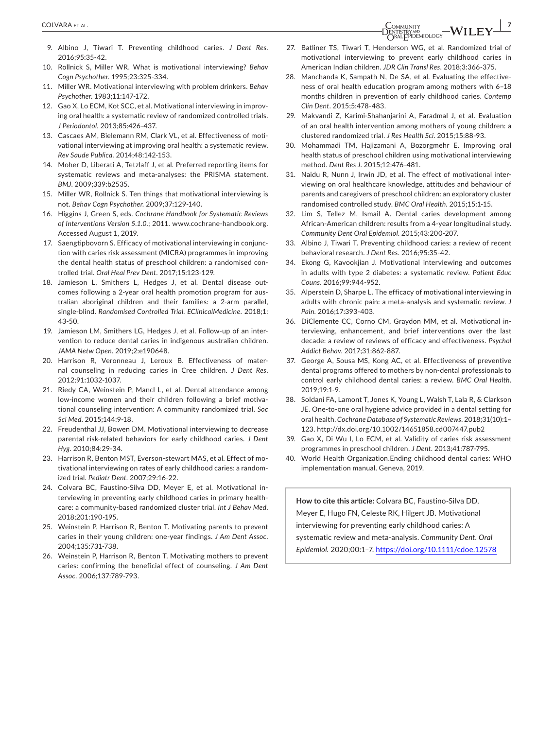9. Albino J, Tiwari T. Preventing childhood caries. *J Dent Res*. 2016;95:35-42.
10. Rollnick S, Miller WR. What is motivational interviewing? *Behav Cogn Psychother*. 1995;23:325-334.
11. Miller WR. Motivational interviewing with problem drinkers. *Behav Psychother*. 1983;11:147-172.
12. Gao X, Lo ECM, Kot SCC, et al. Motivational interviewing in improving oral health: a systematic review of randomized controlled trials. *J Periodontol*. 2013;85:426-437.
13. Cascaes AM, Bielemann RM, Clark VL, et al. Effectiveness of motivational interviewing at improving oral health: a systematic review. *Rev Saude Publica*. 2014;48:142-153.
14. Moher D, Liberati A, Tetzlaff J, et al. Preferred reporting items for systematic reviews and meta-analyses: the PRISMA statement. *BMJ*. 2009;339:b2535.
15. Miller WR, Rollnick S. Ten things that motivational interviewing is not. *Behav Cogn Psychother*. 2009;37:129-140.
16. Higgins J, Green S, eds. *Cochrane Handbook for Systematic Reviews of Interventions Version 5.1.0*.; 2011. www.cochrane-handbook.org. Accessed August 1, 2019.
17. Saengtipbovorn S. Efficacy of motivational interviewing in conjunction with caries risk assessment (MICRA) programmes in improving the dental health status of preschool children: a randomised controlled trial. *Oral Heal Prev Dent*. 2017;15:123-129.
18. Jamieson L, Smithers L, Hedges J, et al. Dental disease outcomes following a 2-year oral health promotion program for australian aboriginal children and their families: a 2-arm parallel, single-blind. *Randomised Controlled Trial. EClinicalMedicine*. 2018;1:43-50.
19. Jamieson LM, Smithers LG, Hedges J, et al. Follow-up of an intervention to reduce dental caries in indigenous australian children. *JAMA Netw Open*. 2019;2:e190648.
20. Harrison R, Veronneau J, Leroux B. Effectiveness of maternal counseling in reducing caries in Cree children. *J Dent Res*. 2012;91:1032-1037.
21. Riedy CA, Weinstein P, Mancl L, et al. Dental attendance among low-income women and their children following a brief motivational counseling intervention: A community randomized trial. *Soc Sci Med*. 2015;144:9-18.
22. Freudenthal JJ, Bowen DM. Motivational interviewing to decrease parental risk-related behaviors for early childhood caries. *J Dent Hyg*. 2010;84:29-34.
23. Harrison R, Benton MST, Everson-stewart MAS, et al. Effect of motivational interviewing on rates of early childhood caries: a randomized trial. *Pediatr Dent*. 2007;29:16-22.
24. Colvara BC, Faustino-Silva DD, Meyer E, et al. Motivational interviewing in preventing early childhood caries in primary healthcare: a community-based randomized cluster trial. *Int J Behav Med*. 2018;201:190-195.
25. Weinstein P, Harrison R, Benton T. Motivating parents to prevent caries in their young children: one-year findings. *J Am Dent Assoc*. 2004;135:731-738.
26. Weinstein P, Harrison R, Benton T. Motivating mothers to prevent caries: confirming the beneficial effect of counseling. *J Am Dent Assoc*. 2006;137:789-793.
27. Batliner TS, Tiwari T, Henderson WG, et al. Randomized trial of motivational interviewing to prevent early childhood caries in American Indian children. *JDR Clin Transl Res*. 2018;3:366-375.
28. Manchanda K, Sampath N, De SA, et al. Evaluating the effectiveness of oral health education program among mothers with 6–18 months children in prevention of early childhood caries. *Contemp Clin Dent*. 2015;5:478-483.
29. Makvandi Z, Karimi-Shahanjarini A, Faradmal J, et al. Evaluation of an oral health intervention among mothers of young children: a clustered randomized trial. *J Res Health Sci*. 2015;15:88-93.
30. Mohammadi TM, Hajizamani A, Bozorgmehr E. Improving oral health status of preschool children using motivational interviewing method. *Dent Res J*. 2015;12:476-481.
31. Naidu R, Nunn J, Irwin JD, et al. The effect of motivational interviewing on oral healthcare knowledge, attitudes and behaviour of parents and caregivers of preschool children: an exploratory cluster randomised controlled study. *BMC Oral Health*. 2015;15:1-15.
32. Lim S, Tellez M, Ismail A. Dental caries development among African-American children: results from a 4-year longitudinal study. *Community Dent Oral Epidemiol*. 2015;43:200-207.
33. Albino J, Tiwari T. Preventing childhood caries: a review of recent behavioral research. *J Dent Res*. 2016;95:35-42.
34. Ekong G, Kavookjian J. Motivational interviewing and outcomes in adults with type 2 diabetes: a systematic review. *Patient Educ Couns*. 2016;99:944-952.
35. Alperstein D, Sharpe L. The efficacy of motivational interviewing in adults with chronic pain: a meta-analysis and systematic review. *J Pain*. 2016;17:393-403.
36. DiClemente CC, Corno CM, Graydon MM, et al. Motivational interviewing, enhancement, and brief interventions over the last decade: a review of reviews of efficacy and effectiveness. *Psychol Addict Behav*. 2017;31:862-887.
37. George A, Sousa MS, Kong AC, et al. Effectiveness of preventive dental programs offered to mothers by non-dental professionals to control early childhood dental caries: a review. *BMC Oral Health*. 2019;19:1-9.
38. Soldani FA, Lamont T, Jones K, Young L, Walsh T, Lala R, & Clarkson JE. One-to-one oral hygiene advice provided in a dental setting for oral health. *Cochrane Database of Systematic Reviews*. 2018;31(10):1–123. http://dx.doi.org/10.1002/14651858.cd007447.pub2
39. Gao X, Di Wu I, Lo ECM, et al. Validity of caries risk assessment programmes in preschool children. *J Dent*. 2013;41:787-795.
40. World Health Organization.Ending childhood dental caries: WHO implementation manual. Geneva, 2019.

**How to cite this article:** Colvara BC, Faustino-Silva DD, Meyer E, Hugo FN, Celeste RK, Hilgert JB. Motivational interviewing for preventing early childhood caries: A systematic review and meta-analysis. *Community Dent. Oral Epidemiol.* 2020;00:1–7. https://doi.org/10.1111/cdoe.12578